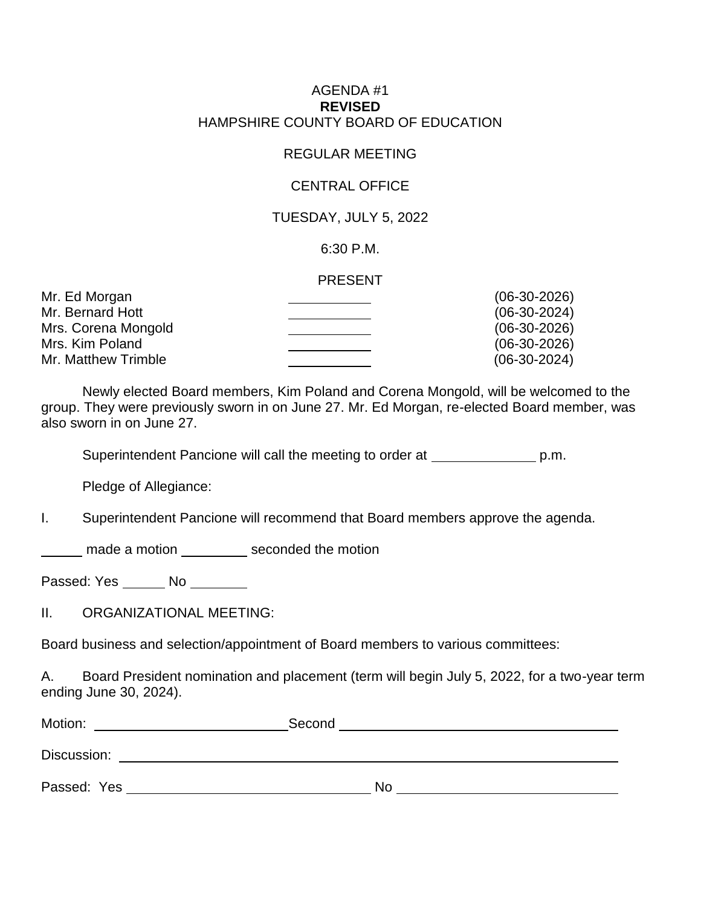AGENDA #1

**REVISED**

HAMPSHIRE COUNTY BOARD OF EDUCATION

REGULAR MEETING

CENTRAL OFFICE

TUESDAY, JULY 5, 2022

6:30 P.M.

PRESENT

| | | |
|---|---|---|
| Mr. Ed Morgan | ________ | (06-30-2026) |
| Mr. Bernard Hott | ________ | (06-30-2024) |
| Mrs. Corena Mongold | ________ | (06-30-2026) |
| Mrs. Kim Poland | ________ | (06-30-2026) |
| Mr. Matthew Trimble | ________ | (06-30-2024) |

Newly elected Board members, Kim Poland and Corena Mongold, will be welcomed to the group. They were previously sworn in on June 27. Mr. Ed Morgan, re-elected Board member, was also sworn in on June 27.

Superintendent Pancione will call the meeting to order at __________ p.m.

Pledge of Allegiance:

I. Superintendent Pancione will recommend that Board members approve the agenda.

______ made a motion ________ seconded the motion

Passed: Yes ______ No ________

II. ORGANIZATIONAL MEETING:

Board business and selection/appointment of Board members to various committees:

A. Board President nomination and placement (term will begin July 5, 2022, for a two-year term ending June 30, 2024).

Motion: ______________________ Second ______________________

Discussion: ______________________________________________

Passed: Yes ______________________ No ______________________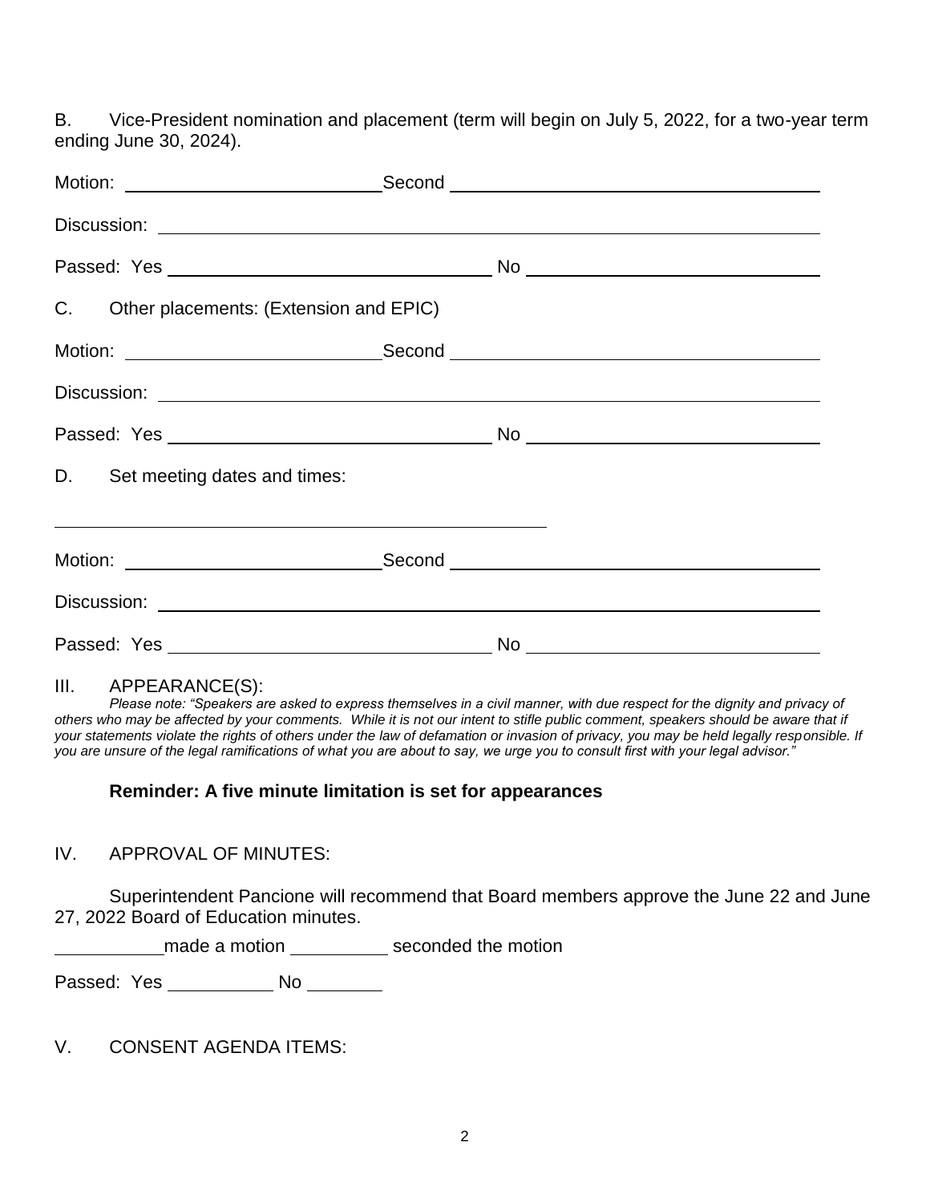B. Vice-President nomination and placement (term will begin on July 5, 2022, for a two-year term ending June 30, 2024).

Motion: ________________________ Second ________________________

Discussion: ________________________________________________

Passed: Yes ________________________ No ________________________

C. Other placements: (Extension and EPIC)

Motion: ________________________ Second ________________________

Discussion: ________________________________________________

Passed: Yes ________________________ No ________________________

D. Set meeting dates and times:

________________________________________________

Motion: ________________________ Second ________________________

Discussion: ________________________________________________

Passed: Yes ________________________ No ________________________

III. APPEARANCE(S):

*Please note: "Speakers are asked to express themselves in a civil manner, with due respect for the dignity and privacy of others who may be affected by your comments. While it is not our intent to stifle public comment, speakers should be aware that if your statements violate the rights of others under the law of defamation or invasion of privacy, you may be held legally responsible. If you are unsure of the legal ramifications of what you are about to say, we urge you to consult first with your legal advisor."*

**Reminder: A five minute limitation is set for appearances**

IV. APPROVAL OF MINUTES:

Superintendent Pancione will recommend that Board members approve the June 22 and June 27, 2022 Board of Education minutes.

__________ made a motion __________ seconded the motion

Passed: Yes __________ No __________

V. CONSENT AGENDA ITEMS: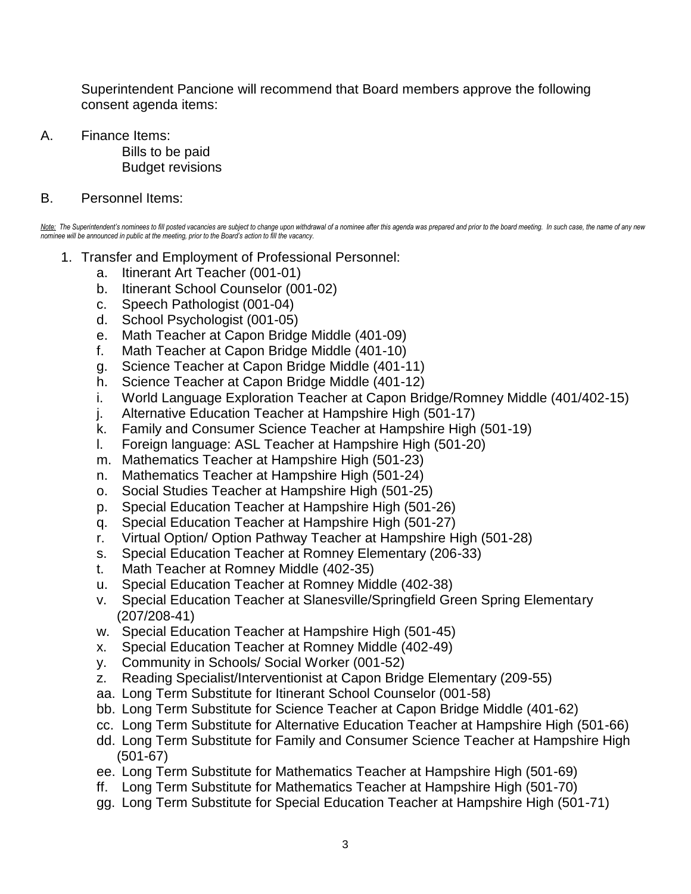Superintendent Pancione will recommend that Board members approve the following consent agenda items:

A. Finance Items:
   Bills to be paid
   Budget revisions

B. Personnel Items:

*Note: The Superintendent's nominees to fill posted vacancies are subject to change upon withdrawal of a nominee after this agenda was prepared and prior to the board meeting. In such case, the name of any new nominee will be announced in public at the meeting, prior to the Board's action to fill the vacancy.*

1. Transfer and Employment of Professional Personnel:
   - a. Itinerant Art Teacher (001-01)
   - b. Itinerant School Counselor (001-02)
   - c. Speech Pathologist (001-04)
   - d. School Psychologist (001-05)
   - e. Math Teacher at Capon Bridge Middle (401-09)
   - f. Math Teacher at Capon Bridge Middle (401-10)
   - g. Science Teacher at Capon Bridge Middle (401-11)
   - h. Science Teacher at Capon Bridge Middle (401-12)
   - i. World Language Exploration Teacher at Capon Bridge/Romney Middle (401/402-15)
   - j. Alternative Education Teacher at Hampshire High (501-17)
   - k. Family and Consumer Science Teacher at Hampshire High (501-19)
   - l. Foreign language: ASL Teacher at Hampshire High (501-20)
   - m. Mathematics Teacher at Hampshire High (501-23)
   - n. Mathematics Teacher at Hampshire High (501-24)
   - o. Social Studies Teacher at Hampshire High (501-25)
   - p. Special Education Teacher at Hampshire High (501-26)
   - q. Special Education Teacher at Hampshire High (501-27)
   - r. Virtual Option/ Option Pathway Teacher at Hampshire High (501-28)
   - s. Special Education Teacher at Romney Elementary (206-33)
   - t. Math Teacher at Romney Middle (402-35)
   - u. Special Education Teacher at Romney Middle (402-38)
   - v. Special Education Teacher at Slanesville/Springfield Green Spring Elementary (207/208-41)
   - w. Special Education Teacher at Hampshire High (501-45)
   - x. Special Education Teacher at Romney Middle (402-49)
   - y. Community in Schools/ Social Worker (001-52)
   - z. Reading Specialist/Interventionist at Capon Bridge Elementary (209-55)
   - aa. Long Term Substitute for Itinerant School Counselor (001-58)
   - bb. Long Term Substitute for Science Teacher at Capon Bridge Middle (401-62)
   - cc. Long Term Substitute for Alternative Education Teacher at Hampshire High (501-66)
   - dd. Long Term Substitute for Family and Consumer Science Teacher at Hampshire High (501-67)
   - ee. Long Term Substitute for Mathematics Teacher at Hampshire High (501-69)
   - ff. Long Term Substitute for Mathematics Teacher at Hampshire High (501-70)
   - gg. Long Term Substitute for Special Education Teacher at Hampshire High (501-71)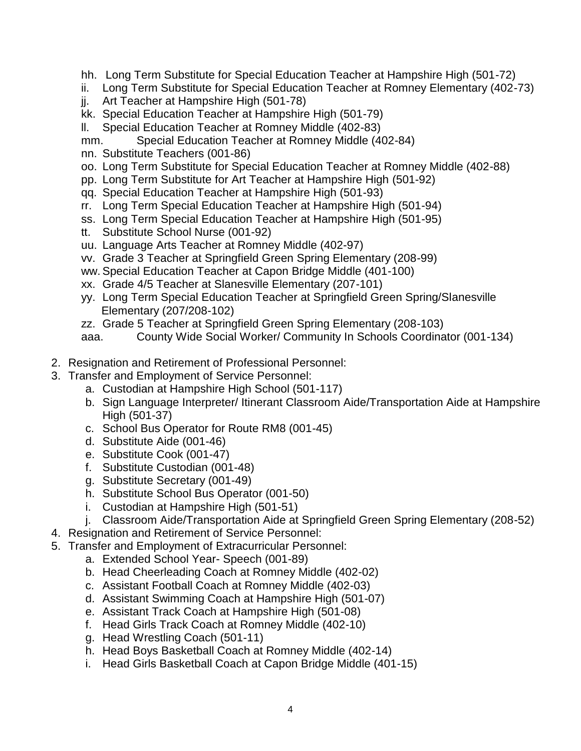hh. Long Term Substitute for Special Education Teacher at Hampshire High (501-72)
ii. Long Term Substitute for Special Education Teacher at Romney Elementary (402-73)
jj. Art Teacher at Hampshire High (501-78)
kk. Special Education Teacher at Hampshire High (501-79)
ll. Special Education Teacher at Romney Middle (402-83)
mm. Special Education Teacher at Romney Middle (402-84)
nn. Substitute Teachers (001-86)
oo. Long Term Substitute for Special Education Teacher at Romney Middle (402-88)
pp. Long Term Substitute for Art Teacher at Hampshire High (501-92)
qq. Special Education Teacher at Hampshire High (501-93)
rr. Long Term Special Education Teacher at Hampshire High (501-94)
ss. Long Term Special Education Teacher at Hampshire High (501-95)
tt. Substitute School Nurse (001-92)
uu. Language Arts Teacher at Romney Middle (402-97)
vv. Grade 3 Teacher at Springfield Green Spring Elementary (208-99)
ww. Special Education Teacher at Capon Bridge Middle (401-100)
xx. Grade 4/5 Teacher at Slanesville Elementary (207-101)
yy. Long Term Special Education Teacher at Springfield Green Spring/Slanesville Elementary (207/208-102)
zz. Grade 5 Teacher at Springfield Green Spring Elementary (208-103)
aaa. County Wide Social Worker/ Community In Schools Coordinator (001-134)

2. Resignation and Retirement of Professional Personnel:
3. Transfer and Employment of Service Personnel:
    a. Custodian at Hampshire High School (501-117)
    b. Sign Language Interpreter/ Itinerant Classroom Aide/Transportation Aide at Hampshire High (501-37)
    c. School Bus Operator for Route RM8 (001-45)
    d. Substitute Aide (001-46)
    e. Substitute Cook (001-47)
    f. Substitute Custodian (001-48)
    g. Substitute Secretary (001-49)
    h. Substitute School Bus Operator (001-50)
    i. Custodian at Hampshire High (501-51)
    j. Classroom Aide/Transportation Aide at Springfield Green Spring Elementary (208-52)
4. Resignation and Retirement of Service Personnel:
5. Transfer and Employment of Extracurricular Personnel:
    a. Extended School Year- Speech (001-89)
    b. Head Cheerleading Coach at Romney Middle (402-02)
    c. Assistant Football Coach at Romney Middle (402-03)
    d. Assistant Swimming Coach at Hampshire High (501-07)
    e. Assistant Track Coach at Hampshire High (501-08)
    f. Head Girls Track Coach at Romney Middle (402-10)
    g. Head Wrestling Coach (501-11)
    h. Head Boys Basketball Coach at Romney Middle (402-14)
    i. Head Girls Basketball Coach at Capon Bridge Middle (401-15)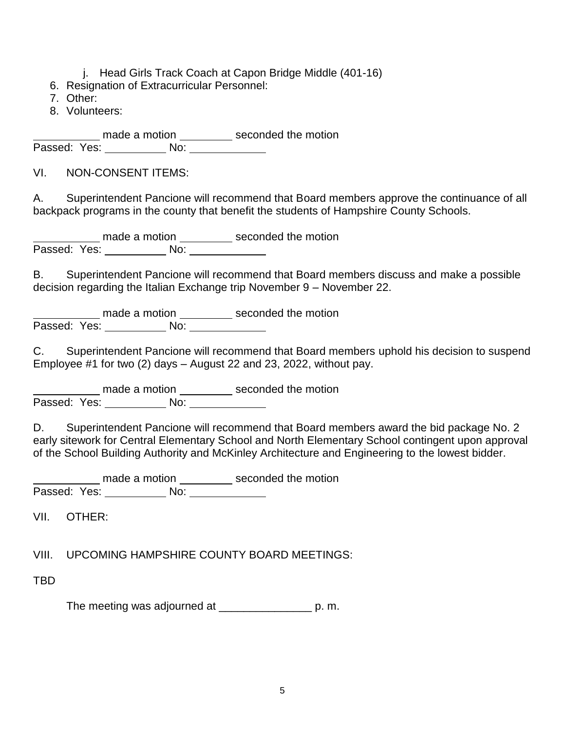j. Head Girls Track Coach at Capon Bridge Middle (401-16)

6. Resignation of Extracurricular Personnel:
7. Other:
8. Volunteers:

\_\_\_\_\_\_\_\_\_\_ made a motion \_\_\_\_\_\_\_\_\_ seconded the motion
Passed: Yes: \_\_\_\_\_\_\_\_\_\_ No: \_\_\_\_\_\_\_\_\_\_\_\_

VI. NON-CONSENT ITEMS:

A. Superintendent Pancione will recommend that Board members approve the continuance of all backpack programs in the county that benefit the students of Hampshire County Schools.

\_\_\_\_\_\_\_\_\_\_ made a motion \_\_\_\_\_\_\_\_\_ seconded the motion
Passed: Yes: \_\_\_\_\_\_\_\_\_\_ No: \_\_\_\_\_\_\_\_\_\_\_\_

B. Superintendent Pancione will recommend that Board members discuss and make a possible decision regarding the Italian Exchange trip November 9 – November 22.

\_\_\_\_\_\_\_\_\_\_ made a motion \_\_\_\_\_\_\_\_\_ seconded the motion
Passed: Yes: \_\_\_\_\_\_\_\_\_\_ No: \_\_\_\_\_\_\_\_\_\_\_\_

C. Superintendent Pancione will recommend that Board members uphold his decision to suspend Employee #1 for two (2) days – August 22 and 23, 2022, without pay.

\_\_\_\_\_\_\_\_\_\_ made a motion \_\_\_\_\_\_\_\_\_ seconded the motion
Passed: Yes: \_\_\_\_\_\_\_\_\_\_ No: \_\_\_\_\_\_\_\_\_\_\_\_

D. Superintendent Pancione will recommend that Board members award the bid package No. 2 early sitework for Central Elementary School and North Elementary School contingent upon approval of the School Building Authority and McKinley Architecture and Engineering to the lowest bidder.

\_\_\_\_\_\_\_\_\_\_ made a motion \_\_\_\_\_\_\_\_\_ seconded the motion
Passed: Yes: \_\_\_\_\_\_\_\_\_\_ No: \_\_\_\_\_\_\_\_\_\_\_\_

VII. OTHER:

VIII. UPCOMING HAMPSHIRE COUNTY BOARD MEETINGS:

TBD

The meeting was adjourned at \_\_\_\_\_\_\_\_\_\_\_\_\_\_\_ p. m.